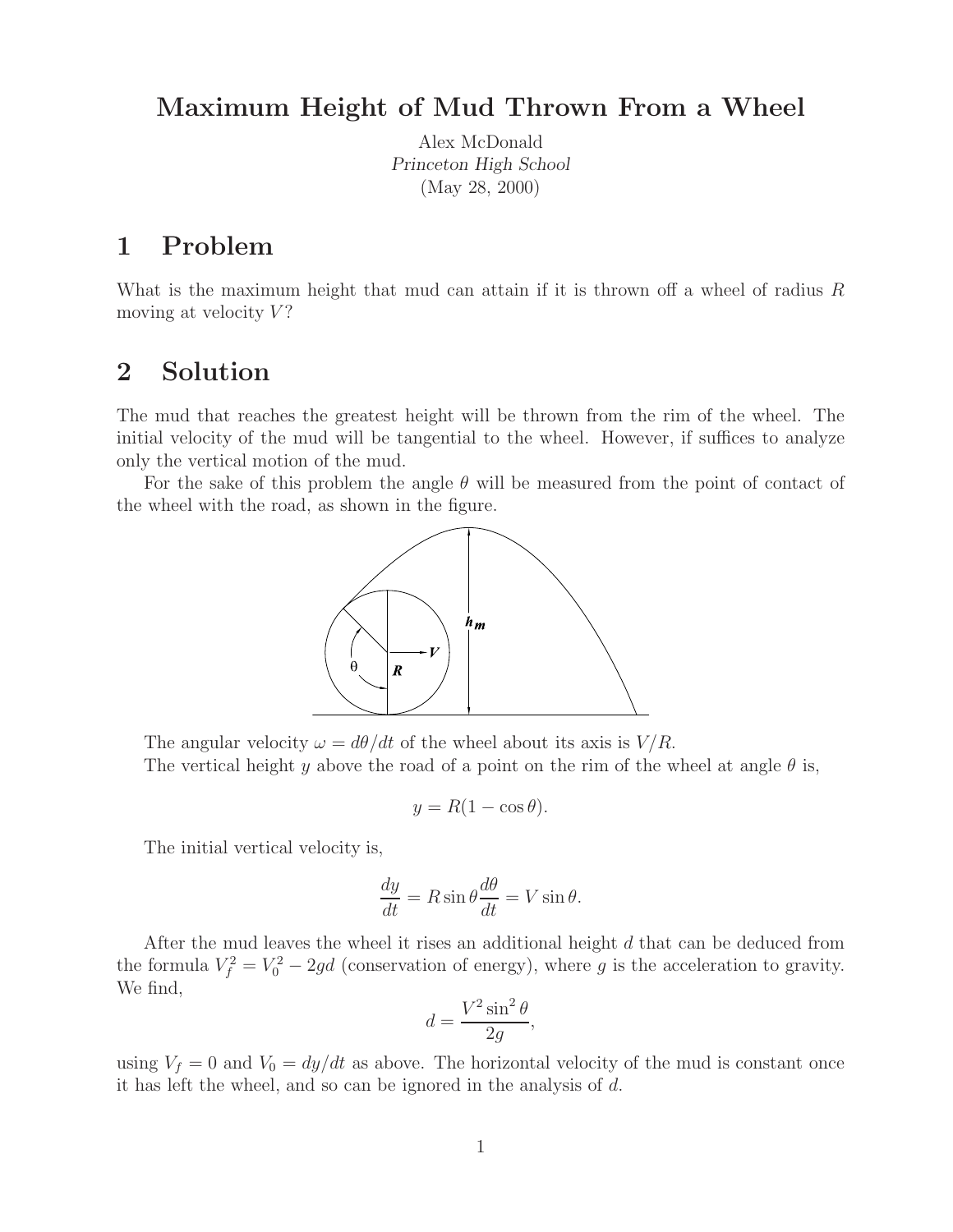# Maximum Height of Mud Thrown From a Wheel

Alex McDonald
*Princeton High School*
(May 28, 2000)

## 1 Problem

What is the maximum height that mud can attain if it is thrown off a wheel of radius $R$ moving at velocity $V$?

## 2 Solution

The mud that reaches the greatest height will be thrown from the rim of the wheel. The initial velocity of the mud will be tangential to the wheel. However, if suffices to analyze only the vertical motion of the mud.

For the sake of this problem the angle $\theta$ will be measured from the point of contact of the wheel with the road, as shown in the figure.

The angular velocity $\omega = d\theta/dt$ of the wheel about its axis is $V/R$.

The vertical height $y$ above the road of a point on the rim of the wheel at angle $\theta$ is,

$$y = R(1 - \cos\theta).$$

The initial vertical velocity is,

$$\frac{dy}{dt} = R\sin\theta\frac{d\theta}{dt} = V\sin\theta.$$

After the mud leaves the wheel it rises an additional height $d$ that can be deduced from the formula $V_f^2 = V_0^2 - 2gd$ (conservation of energy), where $g$ is the acceleration to gravity. We find,

$$d = \frac{V^2\sin^2\theta}{2g},$$

using $V_f = 0$ and $V_0 = dy/dt$ as above. The horizontal velocity of the mud is constant once it has left the wheel, and so can be ignored in the analysis of $d$.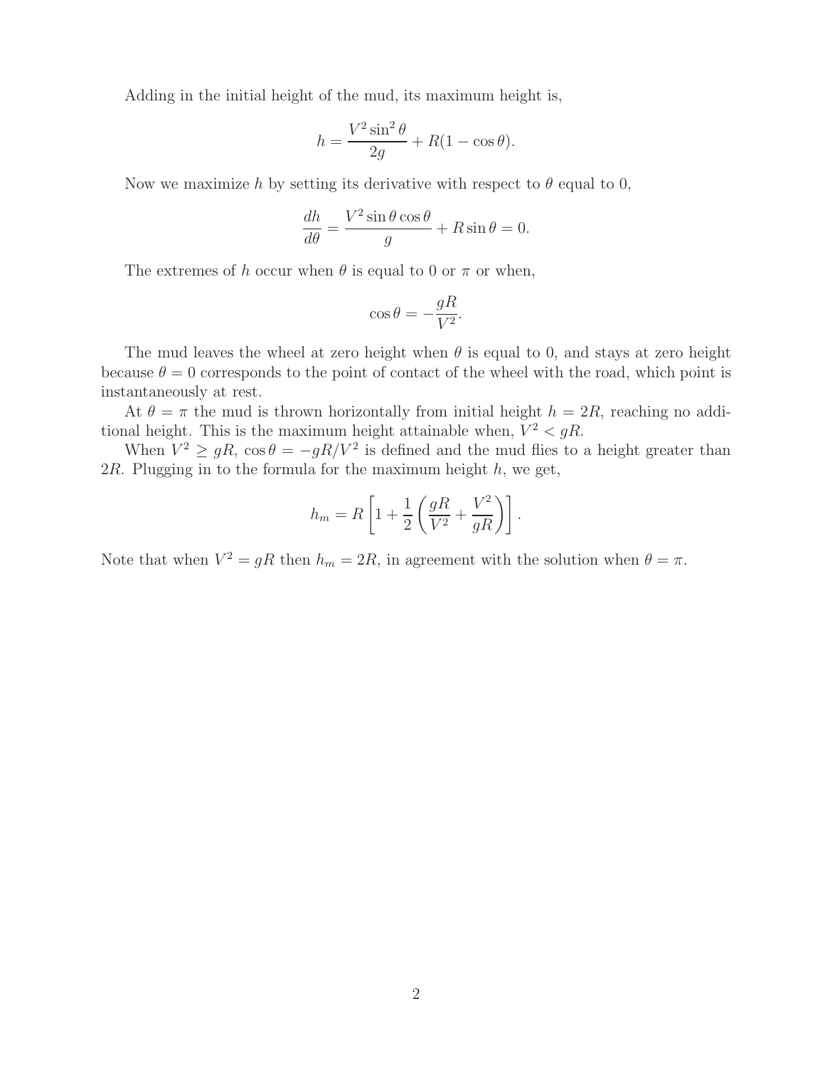Adding in the initial height of the mud, its maximum height is,

$$h = \frac{V^2 \sin^2 \theta}{2g} + R(1 - \cos\theta).$$

Now we maximize $h$ by setting its derivative with respect to $\theta$ equal to 0,

$$\frac{dh}{d\theta} = \frac{V^2 \sin\theta \cos\theta}{g} + R\sin\theta = 0.$$

The extremes of $h$ occur when $\theta$ is equal to 0 or $\pi$ or when,

$$\cos\theta = -\frac{gR}{V^2}.$$

The mud leaves the wheel at zero height when $\theta$ is equal to 0, and stays at zero height because $\theta = 0$ corresponds to the point of contact of the wheel with the road, which point is instantaneously at rest.

At $\theta = \pi$ the mud is thrown horizontally from initial height $h = 2R$, reaching no additional height. This is the maximum height attainable when, $V^2 < gR$.

When $V^2 \geq gR$, $\cos\theta = -gR/V^2$ is defined and the mud flies to a height greater than $2R$. Plugging in to the formula for the maximum height $h$, we get,

$$h_m = R\left[1 + \frac{1}{2}\left(\frac{gR}{V^2} + \frac{V^2}{gR}\right)\right].$$

Note that when $V^2 = gR$ then $h_m = 2R$, in agreement with the solution when $\theta = \pi$.